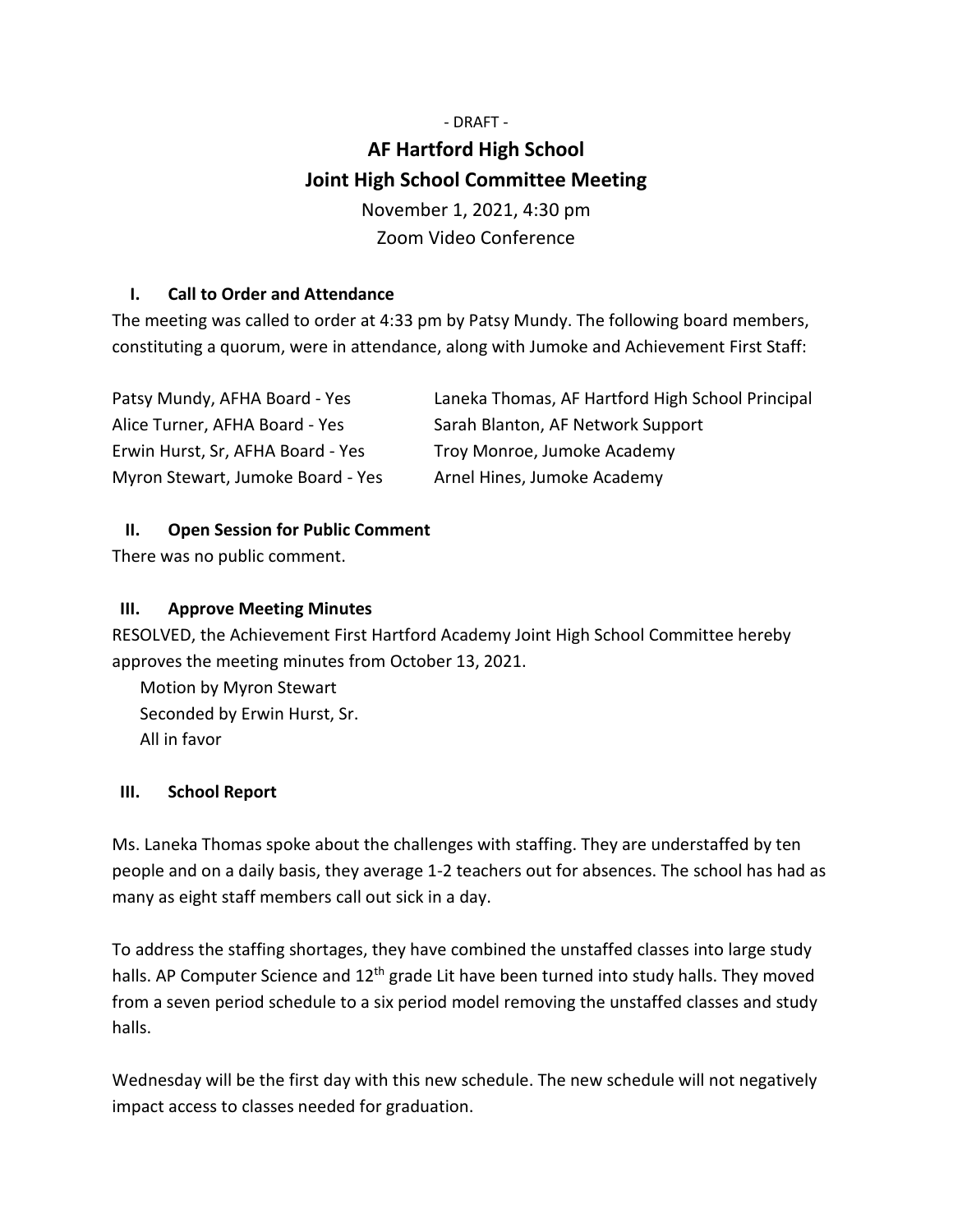- DRAFT -

# AF Hartford High School
# Joint High School Committee Meeting

November 1, 2021, 4:30 pm
Zoom Video Conference

## I. Call to Order and Attendance

The meeting was called to order at 4:33 pm by Patsy Mundy. The following board members, constituting a quorum, were in attendance, along with Jumoke and Achievement First Staff:

Patsy Mundy, AFHA Board - Yes
Alice Turner, AFHA Board - Yes
Erwin Hurst, Sr, AFHA Board - Yes
Myron Stewart, Jumoke Board - Yes

Laneka Thomas, AF Hartford High School Principal
Sarah Blanton, AF Network Support
Troy Monroe, Jumoke Academy
Arnel Hines, Jumoke Academy

## II. Open Session for Public Comment

There was no public comment.

## III. Approve Meeting Minutes

RESOLVED, the Achievement First Hartford Academy Joint High School Committee hereby approves the meeting minutes from October 13, 2021.

Motion by Myron Stewart
Seconded by Erwin Hurst, Sr.
All in favor

## III. School Report

Ms. Laneka Thomas spoke about the challenges with staffing. They are understaffed by ten people and on a daily basis, they average 1-2 teachers out for absences. The school has had as many as eight staff members call out sick in a day.

To address the staffing shortages, they have combined the unstaffed classes into large study halls. AP Computer Science and 12th grade Lit have been turned into study halls. They moved from a seven period schedule to a six period model removing the unstaffed classes and study halls.

Wednesday will be the first day with this new schedule. The new schedule will not negatively impact access to classes needed for graduation.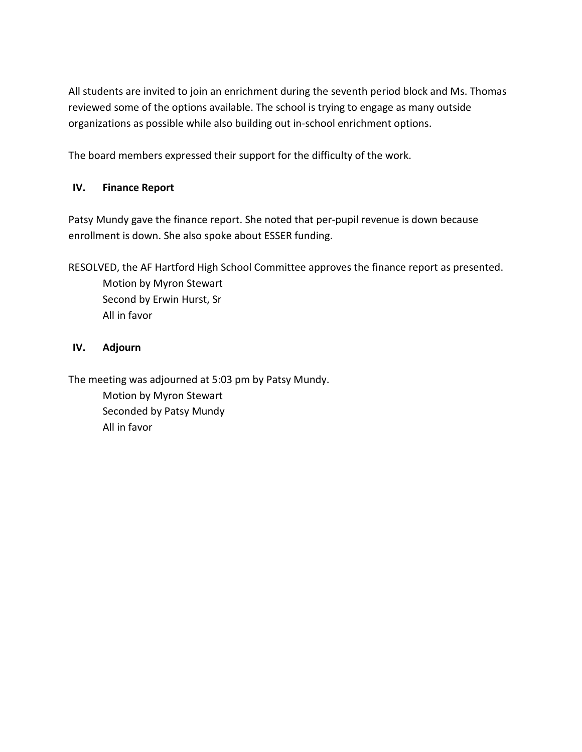All students are invited to join an enrichment during the seventh period block and Ms. Thomas reviewed some of the options available. The school is trying to engage as many outside organizations as possible while also building out in-school enrichment options.

The board members expressed their support for the difficulty of the work.

## IV. Finance Report

Patsy Mundy gave the finance report. She noted that per-pupil revenue is down because enrollment is down. She also spoke about ESSER funding.

RESOLVED, the AF Hartford High School Committee approves the finance report as presented.

Motion by Myron Stewart
Second by Erwin Hurst, Sr
All in favor

## IV. Adjourn

The meeting was adjourned at 5:03 pm by Patsy Mundy.

Motion by Myron Stewart
Seconded by Patsy Mundy
All in favor